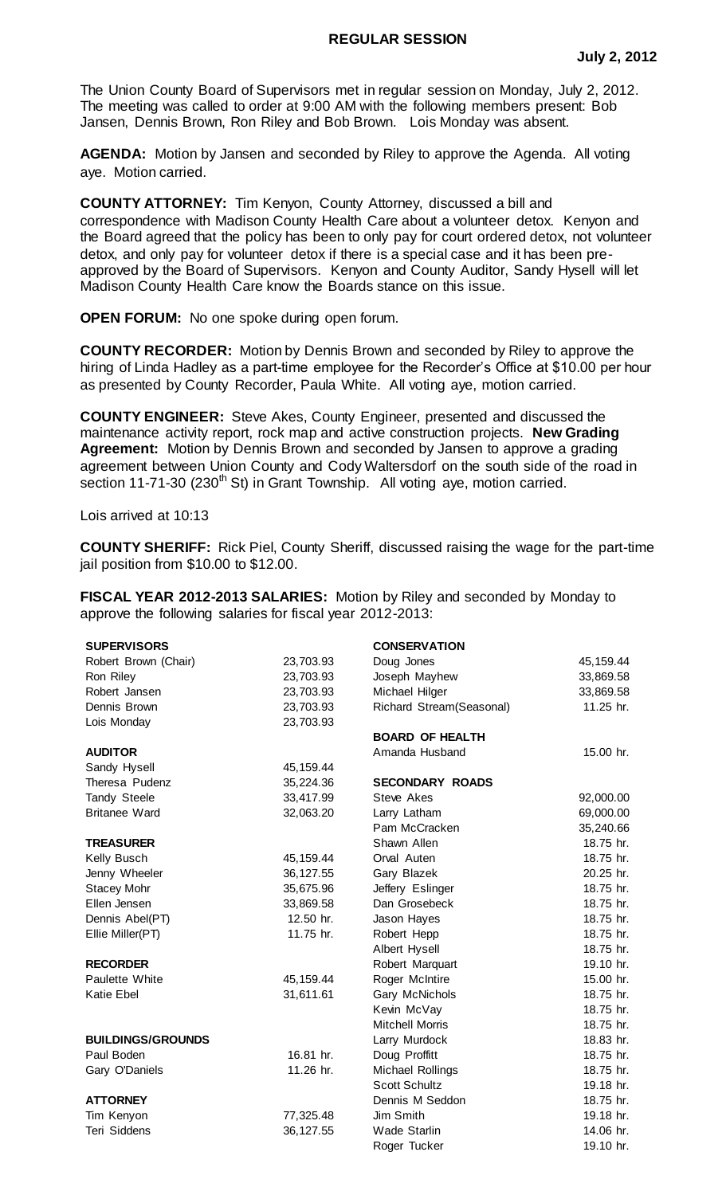# REGULAR SESSION

**July 2, 2012**

The Union County Board of Supervisors met in regular session on Monday, July 2, 2012. The meeting was called to order at 9:00 AM with the following members present: Bob Jansen, Dennis Brown, Ron Riley and Bob Brown. Lois Monday was absent.

**AGENDA:** Motion by Jansen and seconded by Riley to approve the Agenda. All voting aye. Motion carried.

**COUNTY ATTORNEY:** Tim Kenyon, County Attorney, discussed a bill and correspondence with Madison County Health Care about a volunteer detox. Kenyon and the Board agreed that the policy has been to only pay for court ordered detox, not volunteer detox, and only pay for volunteer detox if there is a special case and it has been pre-approved by the Board of Supervisors. Kenyon and County Auditor, Sandy Hysell will let Madison County Health Care know the Boards stance on this issue.

**OPEN FORUM:** No one spoke during open forum.

**COUNTY RECORDER:** Motion by Dennis Brown and seconded by Riley to approve the hiring of Linda Hadley as a part-time employee for the Recorder's Office at $10.00 per hour as presented by County Recorder, Paula White. All voting aye, motion carried.

**COUNTY ENGINEER:** Steve Akes, County Engineer, presented and discussed the maintenance activity report, rock map and active construction projects. **New Grading Agreement:** Motion by Dennis Brown and seconded by Jansen to approve a grading agreement between Union County and Cody Waltersdorf on the south side of the road in section 11-71-30 (230th St) in Grant Township. All voting aye, motion carried.

Lois arrived at 10:13

**COUNTY SHERIFF:** Rick Piel, County Sheriff, discussed raising the wage for the part-time jail position from $10.00 to $12.00.

**FISCAL YEAR 2012-2013 SALARIES:** Motion by Riley and seconded by Monday to approve the following salaries for fiscal year 2012-2013:

| | | | |
|---|---|---|---|
| **SUPERVISORS** | | **CONSERVATION** | |
| Robert Brown (Chair) | 23,703.93 | Doug Jones | 45,159.44 |
| Ron Riley | 23,703.93 | Joseph Mayhew | 33,869.58 |
| Robert Jansen | 23,703.93 | Michael Hilger | 33,869.58 |
| Dennis Brown | 23,703.93 | Richard Stream(Seasonal) | 11.25 hr. |
| Lois Monday | 23,703.93 | | |
| | | **BOARD OF HEALTH** | |
| **AUDITOR** | | Amanda Husband | 15.00 hr. |
| Sandy Hysell | 45,159.44 | | |
| Theresa Pudenz | 35,224.36 | **SECONDARY ROADS** | |
| Tandy Steele | 33,417.99 | Steve Akes | 92,000.00 |
| Britanee Ward | 32,063.20 | Larry Latham | 69,000.00 |
| | | Pam McCracken | 35,240.66 |
| **TREASURER** | | Shawn Allen | 18.75 hr. |
| Kelly Busch | 45,159.44 | Orval Auten | 18.75 hr. |
| Jenny Wheeler | 36,127.55 | Gary Blazek | 20.25 hr. |
| Stacey Mohr | 35,675.96 | Jeffery Eslinger | 18.75 hr. |
| Ellen Jensen | 33,869.58 | Dan Grosebeck | 18.75 hr. |
| Dennis Abel(PT) | 12.50 hr. | Jason Hayes | 18.75 hr. |
| Ellie Miller(PT) | 11.75 hr. | Robert Hepp | 18.75 hr. |
| | | Albert Hysell | 18.75 hr. |
| **RECORDER** | | Robert Marquart | 19.10 hr. |
| Paulette White | 45,159.44 | Roger McIntire | 15.00 hr. |
| Katie Ebel | 31,611.61 | Gary McNichols | 18.75 hr. |
| | | Kevin McVay | 18.75 hr. |
| | | Mitchell Morris | 18.75 hr. |
| **BUILDINGS/GROUNDS** | | Larry Murdock | 18.83 hr. |
| Paul Boden | 16.81 hr. | Doug Proffitt | 18.75 hr. |
| Gary O'Daniels | 11.26 hr. | Michael Rollings | 18.75 hr. |
| | | Scott Schultz | 19.18 hr. |
| **ATTORNEY** | | Dennis M Seddon | 18.75 hr. |
| Tim Kenyon | 77,325.48 | Jim Smith | 19.18 hr. |
| Teri Siddens | 36,127.55 | Wade Starlin | 14.06 hr. |
| | | Roger Tucker | 19.10 hr. |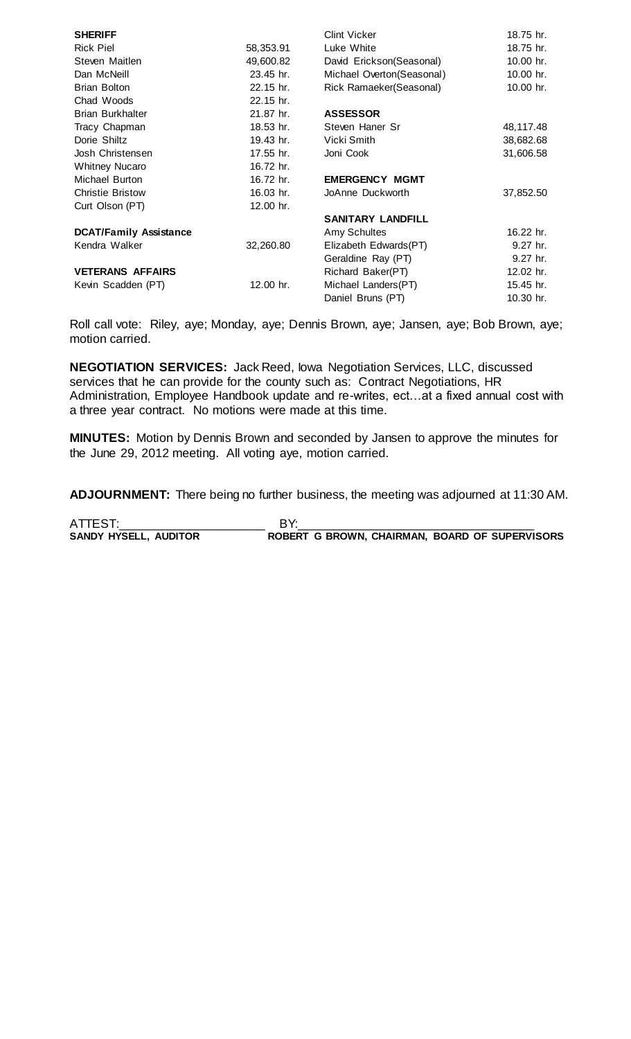| | | | |
|---|---|---|---|
| **SHERIFF** | | Clint Vicker | 18.75 hr. |
| Rick Piel | 58,353.91 | Luke White | 18.75 hr. |
| Steven Maitlen | 49,600.82 | David Erickson(Seasonal) | 10.00 hr. |
| Dan McNeill | 23.45 hr. | Michael Overton(Seasonal) | 10.00 hr. |
| Brian Bolton | 22.15 hr. | Rick Ramaeker(Seasonal) | 10.00 hr. |
| Chad Woods | 22.15 hr. | | |
| Brian Burkhalter | 21.87 hr. | **ASSESSOR** | |
| Tracy Chapman | 18.53 hr. | Steven Haner Sr | 48,117.48 |
| Dorie Shiltz | 19.43 hr. | Vicki Smith | 38,682.68 |
| Josh Christensen | 17.55 hr. | Joni Cook | 31,606.58 |
| Whitney Nucaro | 16.72 hr. | | |
| Michael Burton | 16.72 hr. | **EMERGENCY MGMT** | |
| Christie Bristow | 16.03 hr. | JoAnne Duckworth | 37,852.50 |
| Curt Olson (PT) | 12.00 hr. | | |
| | | **SANITARY LANDFILL** | |
| **DCAT/Family Assistance** | | Amy Schultes | 16.22 hr. |
| Kendra Walker | 32,260.80 | Elizabeth Edwards(PT) | 9.27 hr. |
| | | Geraldine Ray (PT) | 9.27 hr. |
| **VETERANS AFFAIRS** | | Richard Baker(PT) | 12.02 hr. |
| Kevin Scadden (PT) | 12.00 hr. | Michael Landers(PT) | 15.45 hr. |
| | | Daniel Bruns (PT) | 10.30 hr. |

Roll call vote: Riley, aye; Monday, aye; Dennis Brown, aye; Jansen, aye; Bob Brown, aye; motion carried.

**NEGOTIATION SERVICES:** Jack Reed, Iowa Negotiation Services, LLC, discussed services that he can provide for the county such as: Contract Negotiations, HR Administration, Employee Handbook update and re-writes, ect…at a fixed annual cost with a three year contract. No motions were made at this time.

**MINUTES:** Motion by Dennis Brown and seconded by Jansen to approve the minutes for the June 29, 2012 meeting. All voting aye, motion carried.

**ADJOURNMENT:** There being no further business, the meeting was adjourned at 11:30 AM.

ATTEST:\_\_\_\_\_\_\_\_\_\_\_\_\_\_\_\_\_\_\_\_\_\_ BY:\_\_\_\_\_\_\_\_\_\_\_\_\_\_\_\_\_\_\_\_\_\_\_\_\_\_\_\_\_\_\_\_\_\_\_

**SANDY HYSELL, AUDITOR** **ROBERT G BROWN, CHAIRMAN, BOARD OF SUPERVISORS**